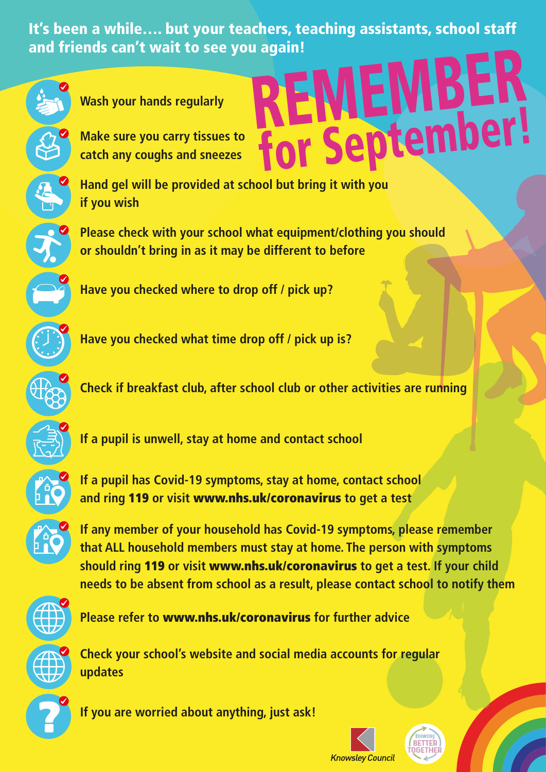**It's been a while…. but your teachers, teaching assistants, school staff and friends can't wait to see you again!**

# REMEMBER for September!

- **Wash your hands regularly**
- **Make sure you carry tissues to catch any coughs and sneezes**
- **Hand gel will be provided at school but bring it with you if you wish**
- **Please check with your school what equipment/clothing you should or shouldn't bring in as it may be different to before**
- **Have you checked where to drop off / pick up?**
- **Have you checked what time drop off / pick up is?**
- **Check if breakfast club, after school club or other activities are running**
- **If a pupil is unwell, stay at home and contact school**
- **If a pupil has Covid-19 symptoms, stay at home, contact school and ring 119 or visit www.nhs.uk/coronavirus to get a test**
- **If any member of your household has Covid-19 symptoms, please remember that ALL household members must stay at home. The person with symptoms should ring 119 or visit www.nhs.uk/coronavirus to get a test. If your child needs to be absent from school as a result, please contact school to notify them**
- **Please refer to www.nhs.uk/coronavirus for further advice**
- **Check your school's website and social media accounts for regular updates**
- **If you are worried about anything, just ask!**

Knowsley Council

Knowsley BETTER TOGETHER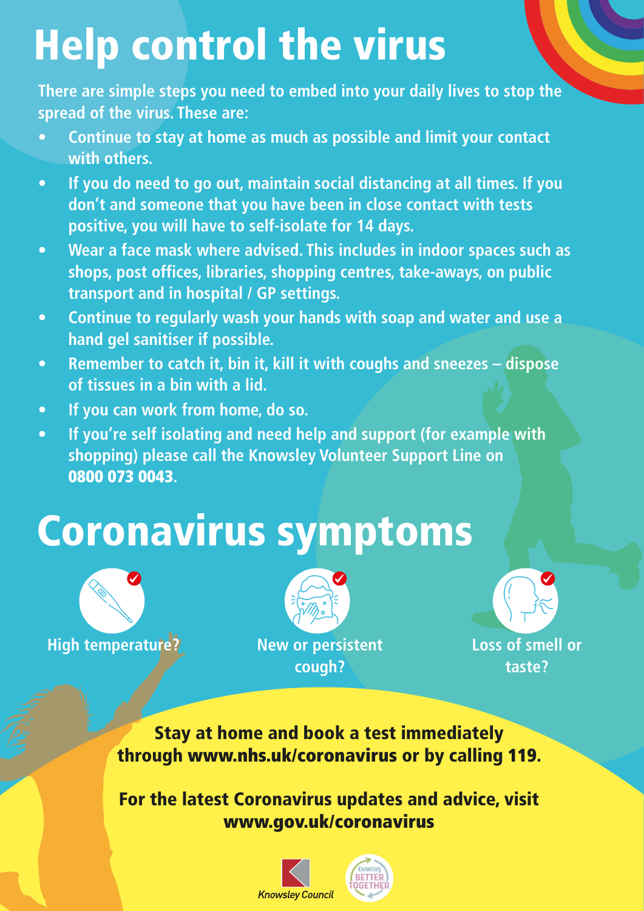# Help control the virus

**There are simple steps you need to embed into your daily lives to stop the spread of the virus. These are:**

- **Continue to stay at home as much as possible and limit your contact with others.**
- **If you do need to go out, maintain social distancing at all times. If you don't and someone that you have been in close contact with tests positive, you will have to self-isolate for 14 days.**
- **Wear a face mask where advised. This includes in indoor spaces such as shops, post offices, libraries, shopping centres, take-aways, on public transport and in hospital / GP settings.**
- **Continue to regularly wash your hands with soap and water and use a hand gel sanitiser if possible.**
- **Remember to catch it, bin it, kill it with coughs and sneezes – dispose of tissues in a bin with a lid.**
- **If you can work from home, do so.**
- **If you're self isolating and need help and support (for example with shopping) please call the Knowsley Volunteer Support Line on 0800 073 0043.**

# Coronavirus symptoms

**High temperature?**

**New or persistent cough?**

**Loss of smell or taste?**

**Stay at home and book a test immediately through www.nhs.uk/coronavirus or by calling 119.**

**For the latest Coronavirus updates and advice, visit www.gov.uk/coronavirus**

Knowsley Council

Knowsley BETTER TOGETHER